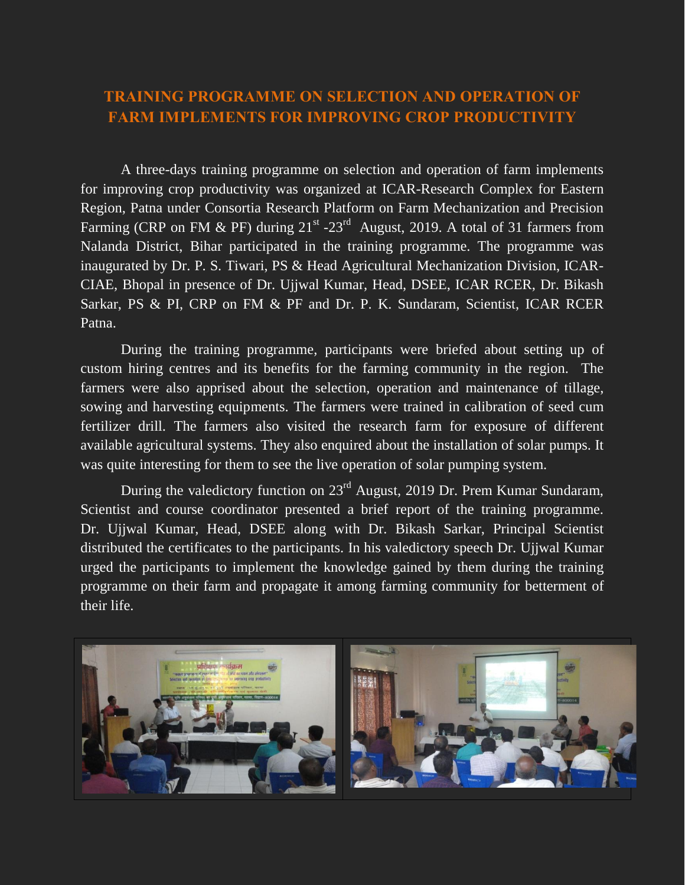# TRAINING PROGRAMME ON SELECTION AND OPERATION OF FARM IMPLEMENTS FOR IMPROVING CROP PRODUCTIVITY

A three-days training programme on selection and operation of farm implements for improving crop productivity was organized at ICAR-Research Complex for Eastern Region, Patna under Consortia Research Platform on Farm Mechanization and Precision Farming (CRP on FM & PF) during 21st -23rd August, 2019. A total of 31 farmers from Nalanda District, Bihar participated in the training programme. The programme was inaugurated by Dr. P. S. Tiwari, PS & Head Agricultural Mechanization Division, ICAR-CIAE, Bhopal in presence of Dr. Ujjwal Kumar, Head, DSEE, ICAR RCER, Dr. Bikash Sarkar, PS & PI, CRP on FM & PF and Dr. P. K. Sundaram, Scientist, ICAR RCER Patna.

During the training programme, participants were briefed about setting up of custom hiring centres and its benefits for the farming community in the region. The farmers were also apprised about the selection, operation and maintenance of tillage, sowing and harvesting equipments. The farmers were trained in calibration of seed cum fertilizer drill. The farmers also visited the research farm for exposure of different available agricultural systems. They also enquired about the installation of solar pumps. It was quite interesting for them to see the live operation of solar pumping system.

During the valedictory function on 23rd August, 2019 Dr. Prem Kumar Sundaram, Scientist and course coordinator presented a brief report of the training programme. Dr. Ujjwal Kumar, Head, DSEE along with Dr. Bikash Sarkar, Principal Scientist distributed the certificates to the participants. In his valedictory speech Dr. Ujjwal Kumar urged the participants to implement the knowledge gained by them during the training programme on their farm and propagate it among farming community for betterment of their life.